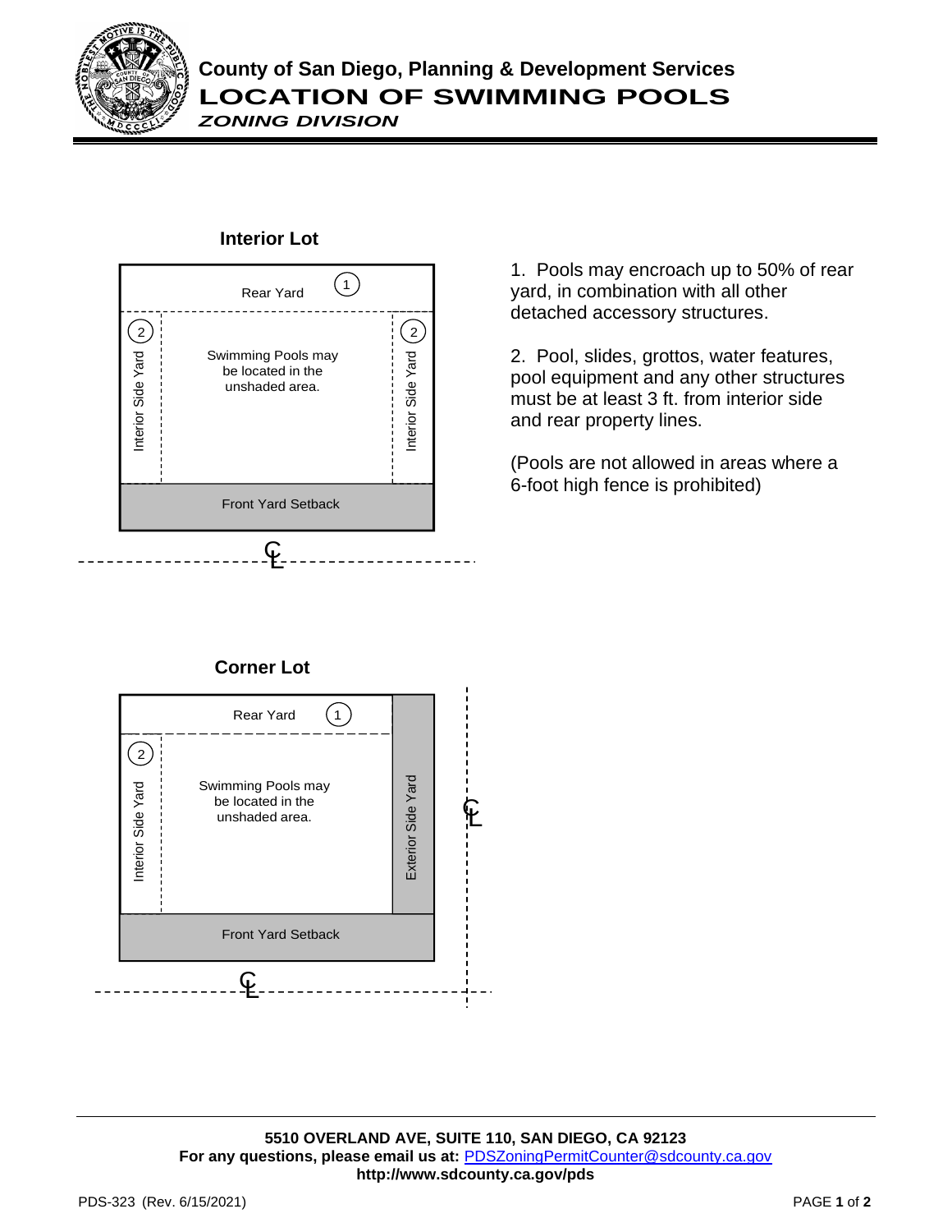# County of San Diego, Planning & Development Services

## LOCATION OF SWIMMING POOLS

*ZONING DIVISION*

### Interior Lot

Rear Yard (1)

(2) Interior Side Yard

Swimming Pools may be located in the unshaded area.

(2) Interior Side Yard

Front Yard Setback

℄

1. Pools may encroach up to 50% of rear yard, in combination with all other detached accessory structures.

2. Pool, slides, grottos, water features, pool equipment and any other structures must be at least 3 ft. from interior side and rear property lines.

(Pools are not allowed in areas where a 6-foot high fence is prohibited)

### Corner Lot

Rear Yard (1)

(2) Interior Side Yard

Swimming Pools may be located in the unshaded area.

Exterior Side Yard

℄

Front Yard Setback

℄

---

**5510 OVERLAND AVE, SUITE 110, SAN DIEGO, CA 92123**
**For any questions, please email us at:** PDSZoningPermitCounter@sdcounty.ca.gov
**http://www.sdcounty.ca.gov/pds**

PDS-323 (Rev. 6/15/2021)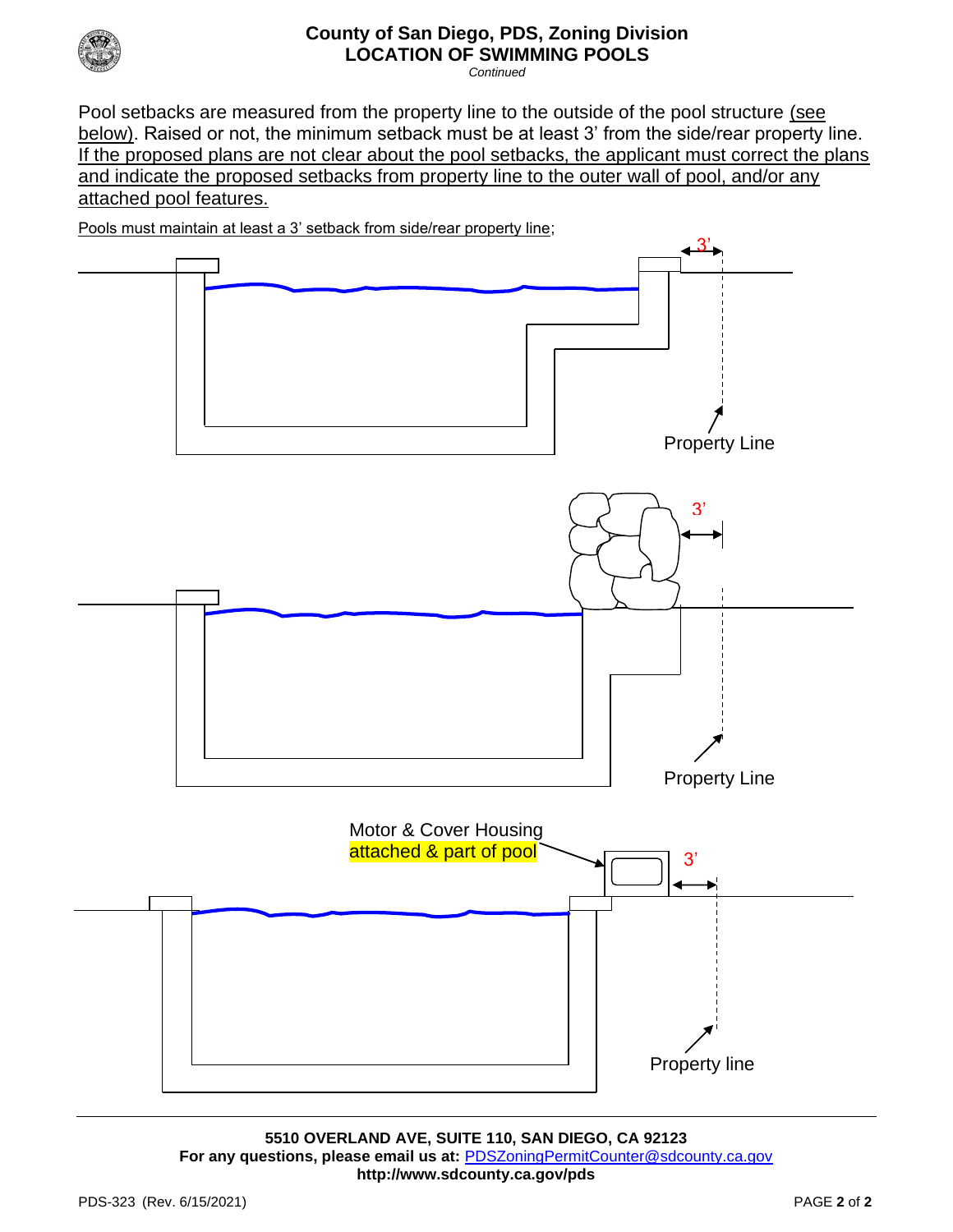# County of San Diego, PDS, Zoning Division
## LOCATION OF SWIMMING POOLS

*Continued*

Pool setbacks are measured from the property line to the outside of the pool structure (see below). Raised or not, the minimum setback must be at least 3' from the side/rear property line. If the proposed plans are not clear about the pool setbacks, the applicant must correct the plans and indicate the proposed setbacks from property line to the outer wall of pool, and/or any attached pool features.

Pools must maintain at least a 3' setback from side/rear property line;

3'

Property Line

3'

Property Line

Motor & Cover Housing
attached & part of pool

3'

Property line

**5510 OVERLAND AVE, SUITE 110, SAN DIEGO, CA 92123**
**For any questions, please email us at:** PDSZoningPermitCounter@sdcounty.ca.gov
**http://www.sdcounty.ca.gov/pds**

PDS-323 (Rev. 6/15/2021)